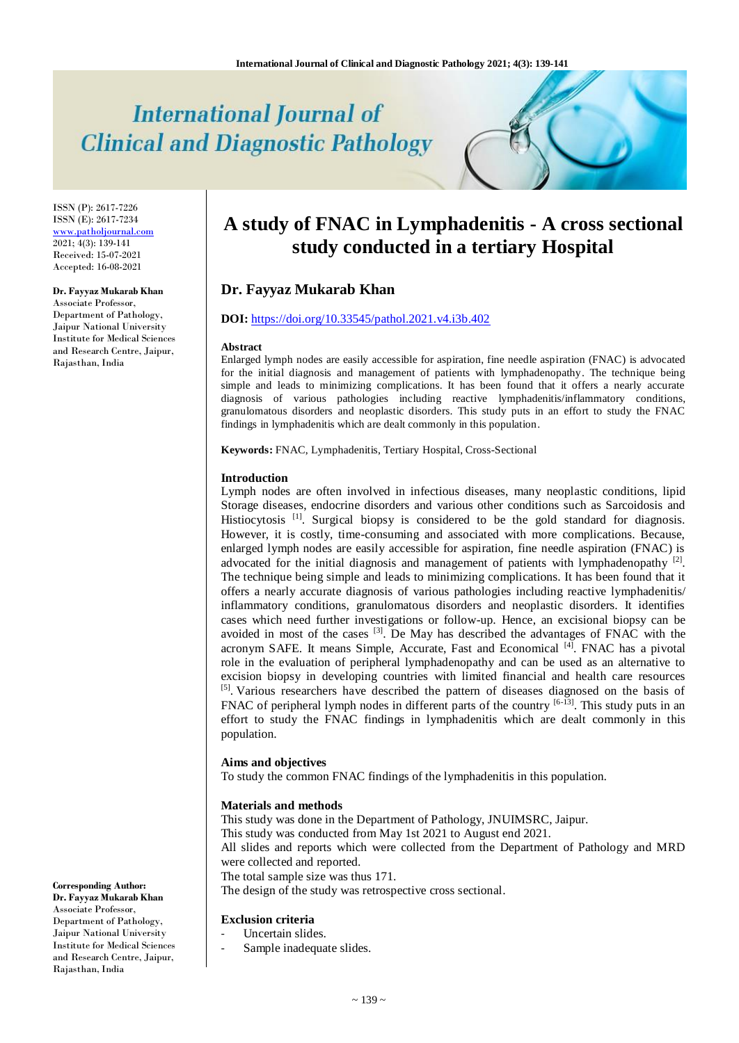# International Journal of Clinical and Diagnostic Pathology

ISSN (P): 2617-7226
ISSN (E): 2617-7234
www.patholjournal.com
2021; 4(3): 139-141
Received: 15-07-2021
Accepted: 16-08-2021

**Dr. Fayyaz Mukarab Khan**
Associate Professor, Department of Pathology, Jaipur National University Institute for Medical Sciences and Research Centre, Jaipur, Rajasthan, India

**Corresponding Author:**
**Dr. Fayyaz Mukarab Khan**
Associate Professor, Department of Pathology, Jaipur National University Institute for Medical Sciences and Research Centre, Jaipur, Rajasthan, India

# A study of FNAC in Lymphadenitis - A cross sectional study conducted in a tertiary Hospital

## Dr. Fayyaz Mukarab Khan

**DOI:** https://doi.org/10.33545/pathol.2021.v4.i3b.402

### Abstract

Enlarged lymph nodes are easily accessible for aspiration, fine needle aspiration (FNAC) is advocated for the initial diagnosis and management of patients with lymphadenopathy. The technique being simple and leads to minimizing complications. It has been found that it offers a nearly accurate diagnosis of various pathologies including reactive lymphadenitis/inflammatory conditions, granulomatous disorders and neoplastic disorders. This study puts in an effort to study the FNAC findings in lymphadenitis which are dealt commonly in this population.

**Keywords:** FNAC, Lymphadenitis, Tertiary Hospital, Cross-Sectional

### Introduction

Lymph nodes are often involved in infectious diseases, many neoplastic conditions, lipid Storage diseases, endocrine disorders and various other conditions such as Sarcoidosis and Histiocytosis [1]. Surgical biopsy is considered to be the gold standard for diagnosis. However, it is costly, time-consuming and associated with more complications. Because, enlarged lymph nodes are easily accessible for aspiration, fine needle aspiration (FNAC) is advocated for the initial diagnosis and management of patients with lymphadenopathy [2]. The technique being simple and leads to minimizing complications. It has been found that it offers a nearly accurate diagnosis of various pathologies including reactive lymphadenitis/ inflammatory conditions, granulomatous disorders and neoplastic disorders. It identifies cases which need further investigations or follow-up. Hence, an excisional biopsy can be avoided in most of the cases [3]. De May has described the advantages of FNAC with the acronym SAFE. It means Simple, Accurate, Fast and Economical [4]. FNAC has a pivotal role in the evaluation of peripheral lymphadenopathy and can be used as an alternative to excision biopsy in developing countries with limited financial and health care resources [5]. Various researchers have described the pattern of diseases diagnosed on the basis of FNAC of peripheral lymph nodes in different parts of the country [6-13]. This study puts in an effort to study the FNAC findings in lymphadenitis which are dealt commonly in this population.

### Aims and objectives

To study the common FNAC findings of the lymphadenitis in this population.

### Materials and methods

This study was done in the Department of Pathology, JNUIMSRC, Jaipur.
This study was conducted from May 1st 2021 to August end 2021.
All slides and reports which were collected from the Department of Pathology and MRD were collected and reported.
The total sample size was thus 171.
The design of the study was retrospective cross sectional.

### Exclusion criteria

- Uncertain slides.
- Sample inadequate slides.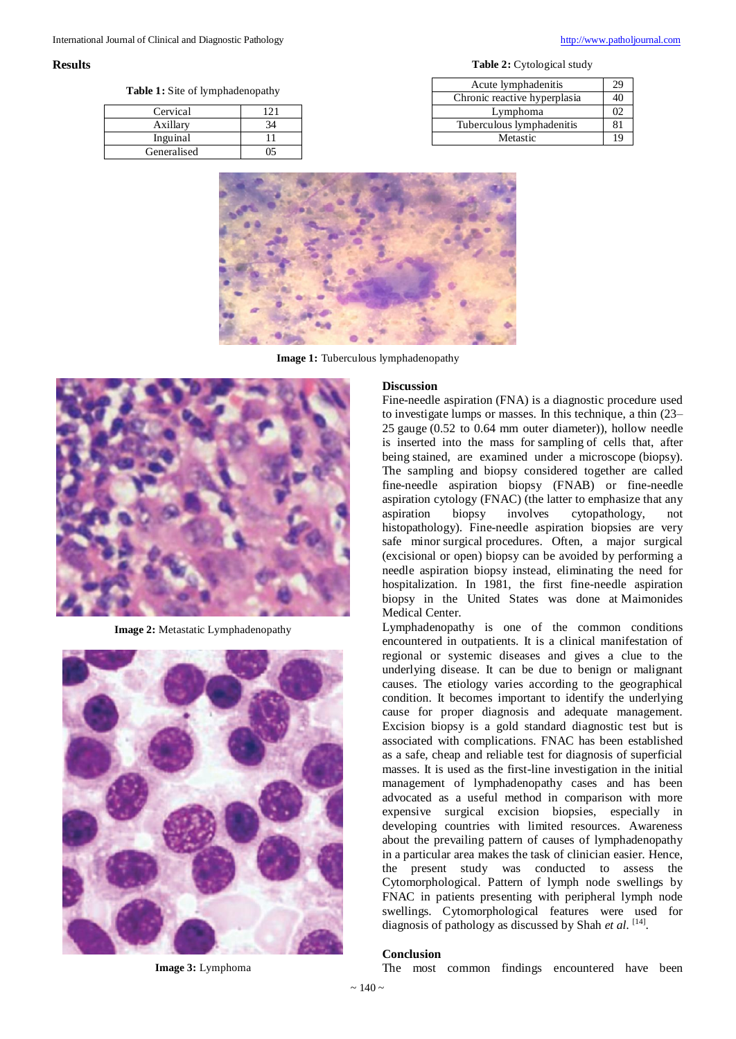## Results

**Table 1:** Site of lymphadenopathy

| | |
|---|---|
| Cervical | 121 |
| Axillary | 34 |
| Inguinal | 11 |
| Generalised | 05 |

**Table 2:** Cytological study

| | |
|---|---|
| Acute lymphadenitis | 29 |
| Chronic reactive hyperplasia | 40 |
| Lymphoma | 02 |
| Tuberculous lymphadenitis | 81 |
| Metastic | 19 |

**Image 1:** Tuberculous lymphadenopathy

**Image 2:** Metastatic Lymphadenopathy

**Image 3:** Lymphoma

## Discussion

Fine-needle aspiration (FNA) is a diagnostic procedure used to investigate lumps or masses. In this technique, a thin (23–25 gauge (0.52 to 0.64 mm outer diameter)), hollow needle is inserted into the mass for sampling of cells that, after being stained, are examined under a microscope (biopsy). The sampling and biopsy considered together are called fine-needle aspiration biopsy (FNAB) or fine-needle aspiration cytology (FNAC) (the latter to emphasize that any aspiration biopsy involves cytopathology, not histopathology). Fine-needle aspiration biopsies are very safe minor surgical procedures. Often, a major surgical (excisional or open) biopsy can be avoided by performing a needle aspiration biopsy instead, eliminating the need for hospitalization. In 1981, the first fine-needle aspiration biopsy in the United States was done at Maimonides Medical Center.

Lymphadenopathy is one of the common conditions encountered in outpatients. It is a clinical manifestation of regional or systemic diseases and gives a clue to the underlying disease. It can be due to benign or malignant causes. The etiology varies according to the geographical condition. It becomes important to identify the underlying cause for proper diagnosis and adequate management. Excision biopsy is a gold standard diagnostic test but is associated with complications. FNAC has been established as a safe, cheap and reliable test for diagnosis of superficial masses. It is used as the first-line investigation in the initial management of lymphadenopathy cases and has been advocated as a useful method in comparison with more expensive surgical excision biopsies, especially in developing countries with limited resources. Awareness about the prevailing pattern of causes of lymphadenopathy in a particular area makes the task of clinician easier. Hence, the present study was conducted to assess the Cytomorphological. Pattern of lymph node swellings by FNAC in patients presenting with peripheral lymph node swellings. Cytomorphological features were used for diagnosis of pathology as discussed by Shah *et al.* [14].

## Conclusion

The most common findings encountered have been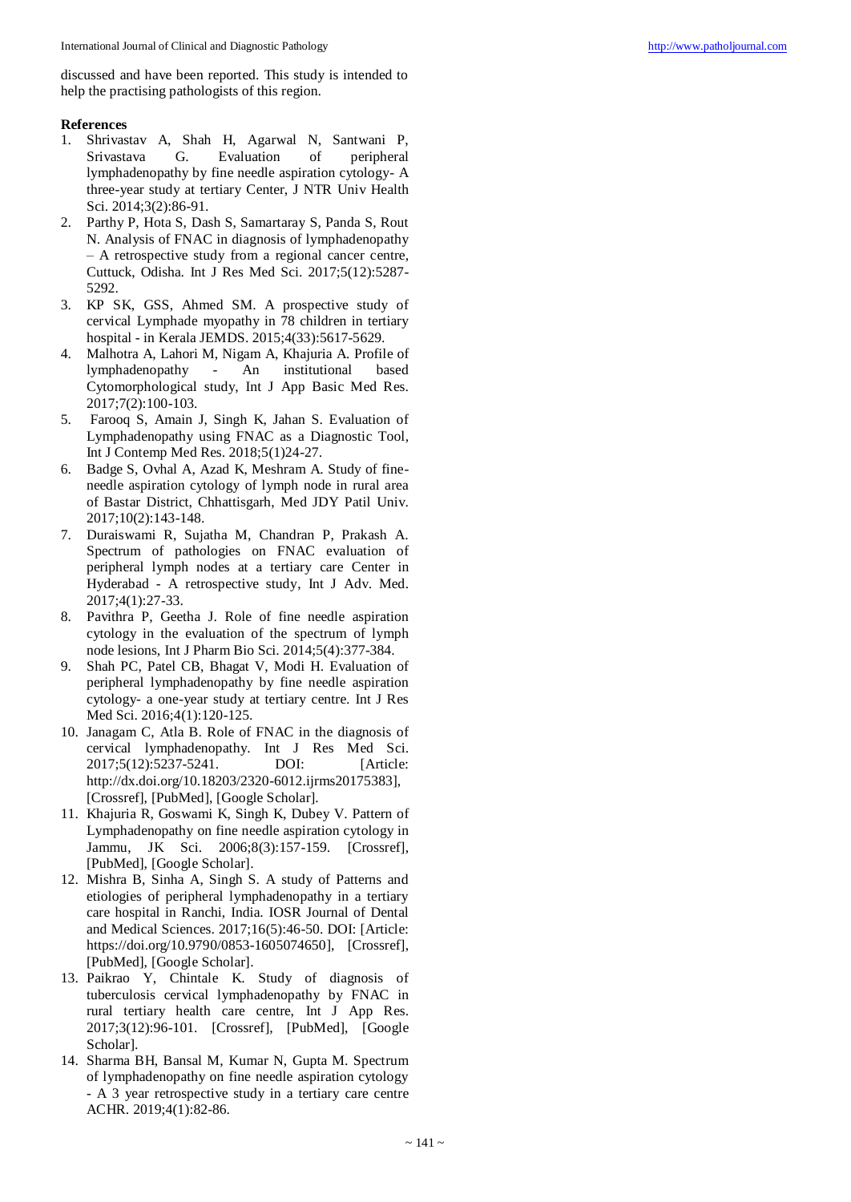discussed and have been reported. This study is intended to help the practising pathologists of this region.

## References

1. Shrivastav A, Shah H, Agarwal N, Santwani P, Srivastava G. Evaluation of peripheral lymphadenopathy by fine needle aspiration cytology- A three-year study at tertiary Center, J NTR Univ Health Sci. 2014;3(2):86-91.
2. Parthy P, Hota S, Dash S, Samartaray S, Panda S, Rout N. Analysis of FNAC in diagnosis of lymphadenopathy – A retrospective study from a regional cancer centre, Cuttuck, Odisha. Int J Res Med Sci. 2017;5(12):5287-5292.
3. KP SK, GSS, Ahmed SM. A prospective study of cervical Lymphade myopathy in 78 children in tertiary hospital - in Kerala JEMDS. 2015;4(33):5617-5629.
4. Malhotra A, Lahori M, Nigam A, Khajuria A. Profile of lymphadenopathy - An institutional based Cytomorphological study, Int J App Basic Med Res. 2017;7(2):100-103.
5. Farooq S, Amain J, Singh K, Jahan S. Evaluation of Lymphadenopathy using FNAC as a Diagnostic Tool, Int J Contemp Med Res. 2018;5(1)24-27.
6. Badge S, Ovhal A, Azad K, Meshram A. Study of fine-needle aspiration cytology of lymph node in rural area of Bastar District, Chhattisgarh, Med JDY Patil Univ. 2017;10(2):143-148.
7. Duraiswami R, Sujatha M, Chandran P, Prakash A. Spectrum of pathologies on FNAC evaluation of peripheral lymph nodes at a tertiary care Center in Hyderabad - A retrospective study, Int J Adv. Med. 2017;4(1):27-33.
8. Pavithra P, Geetha J. Role of fine needle aspiration cytology in the evaluation of the spectrum of lymph node lesions, Int J Pharm Bio Sci. 2014;5(4):377-384.
9. Shah PC, Patel CB, Bhagat V, Modi H. Evaluation of peripheral lymphadenopathy by fine needle aspiration cytology- a one-year study at tertiary centre. Int J Res Med Sci. 2016;4(1):120-125.
10. Janagam C, Atla B. Role of FNAC in the diagnosis of cervical lymphadenopathy. Int J Res Med Sci. 2017;5(12):5237-5241. DOI: [Article: http://dx.doi.org/10.18203/2320-6012.ijrms20175383], [Crossref], [PubMed], [Google Scholar].
11. Khajuria R, Goswami K, Singh K, Dubey V. Pattern of Lymphadenopathy on fine needle aspiration cytology in Jammu, JK Sci. 2006;8(3):157-159. [Crossref], [PubMed], [Google Scholar].
12. Mishra B, Sinha A, Singh S. A study of Patterns and etiologies of peripheral lymphadenopathy in a tertiary care hospital in Ranchi, India. IOSR Journal of Dental and Medical Sciences. 2017;16(5):46-50. DOI: [Article: https://doi.org/10.9790/0853-1605074650], [Crossref], [PubMed], [Google Scholar].
13. Paikrao Y, Chintale K. Study of diagnosis of tuberculosis cervical lymphadenopathy by FNAC in rural tertiary health care centre, Int J App Res. 2017;3(12):96-101. [Crossref], [PubMed], [Google Scholar].
14. Sharma BH, Bansal M, Kumar N, Gupta M. Spectrum of lymphadenopathy on fine needle aspiration cytology - A 3 year retrospective study in a tertiary care centre ACHR. 2019;4(1):82-86.